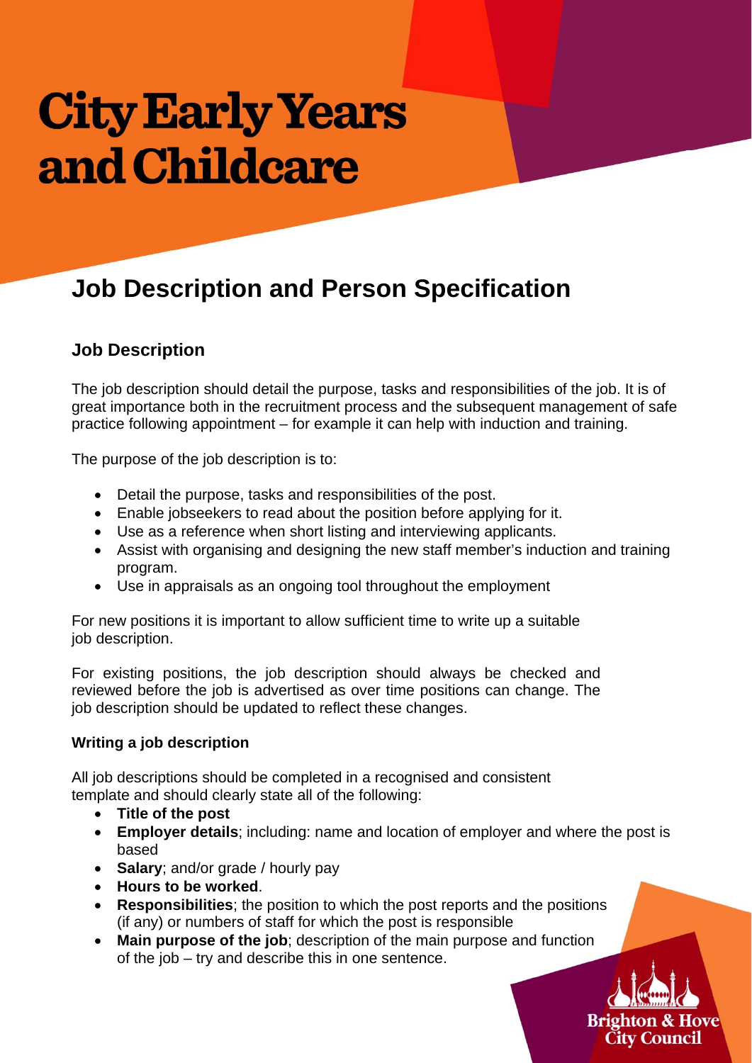# City Early Years and Childcare

## Job Description and Person Specification

### Job Description

The job description should detail the purpose, tasks and responsibilities of the job. It is of great importance both in the recruitment process and the subsequent management of safe practice following appointment – for example it can help with induction and training.

The purpose of the job description is to:

- Detail the purpose, tasks and responsibilities of the post.
- Enable jobseekers to read about the position before applying for it.
- Use as a reference when short listing and interviewing applicants.
- Assist with organising and designing the new staff member's induction and training program.
- Use in appraisals as an ongoing tool throughout the employment

For new positions it is important to allow sufficient time to write up a suitable job description.

For existing positions, the job description should always be checked and reviewed before the job is advertised as over time positions can change. The job description should be updated to reflect these changes.

**Writing a job description**

All job descriptions should be completed in a recognised and consistent template and should clearly state all of the following:

- **Title of the post**
- **Employer details**; including: name and location of employer and where the post is based
- **Salary**; and/or grade / hourly pay
- **Hours to be worked**.
- **Responsibilities**; the position to which the post reports and the positions (if any) or numbers of staff for which the post is responsible
- **Main purpose of the job**; description of the main purpose and function of the job – try and describe this in one sentence.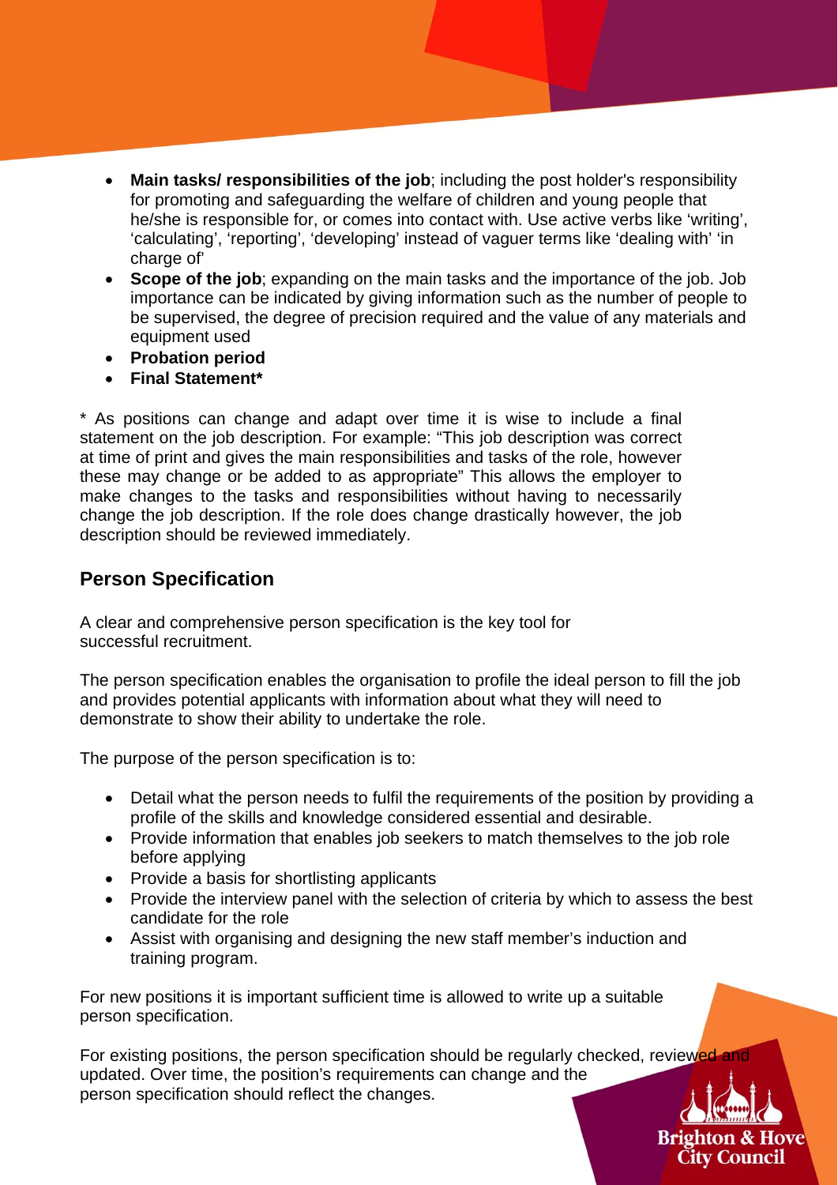- **Main tasks/ responsibilities of the job**; including the post holder's responsibility for promoting and safeguarding the welfare of children and young people that he/she is responsible for, or comes into contact with. Use active verbs like 'writing', 'calculating', 'reporting', 'developing' instead of vaguer terms like 'dealing with' 'in charge of'
- **Scope of the job**; expanding on the main tasks and the importance of the job. Job importance can be indicated by giving information such as the number of people to be supervised, the degree of precision required and the value of any materials and equipment used
- **Probation period**
- **Final Statement***

* As positions can change and adapt over time it is wise to include a final statement on the job description. For example: "This job description was correct at time of print and gives the main responsibilities and tasks of the role, however these may change or be added to as appropriate" This allows the employer to make changes to the tasks and responsibilities without having to necessarily change the job description. If the role does change drastically however, the job description should be reviewed immediately.

## Person Specification

A clear and comprehensive person specification is the key tool for successful recruitment.

The person specification enables the organisation to profile the ideal person to fill the job and provides potential applicants with information about what they will need to demonstrate to show their ability to undertake the role.

The purpose of the person specification is to:

- Detail what the person needs to fulfil the requirements of the position by providing a profile of the skills and knowledge considered essential and desirable.
- Provide information that enables job seekers to match themselves to the job role before applying
- Provide a basis for shortlisting applicants
- Provide the interview panel with the selection of criteria by which to assess the best candidate for the role
- Assist with organising and designing the new staff member's induction and training program.

For new positions it is important sufficient time is allowed to write up a suitable person specification.

For existing positions, the person specification should be regularly checked, reviewed and updated. Over time, the position's requirements can change and the person specification should reflect the changes.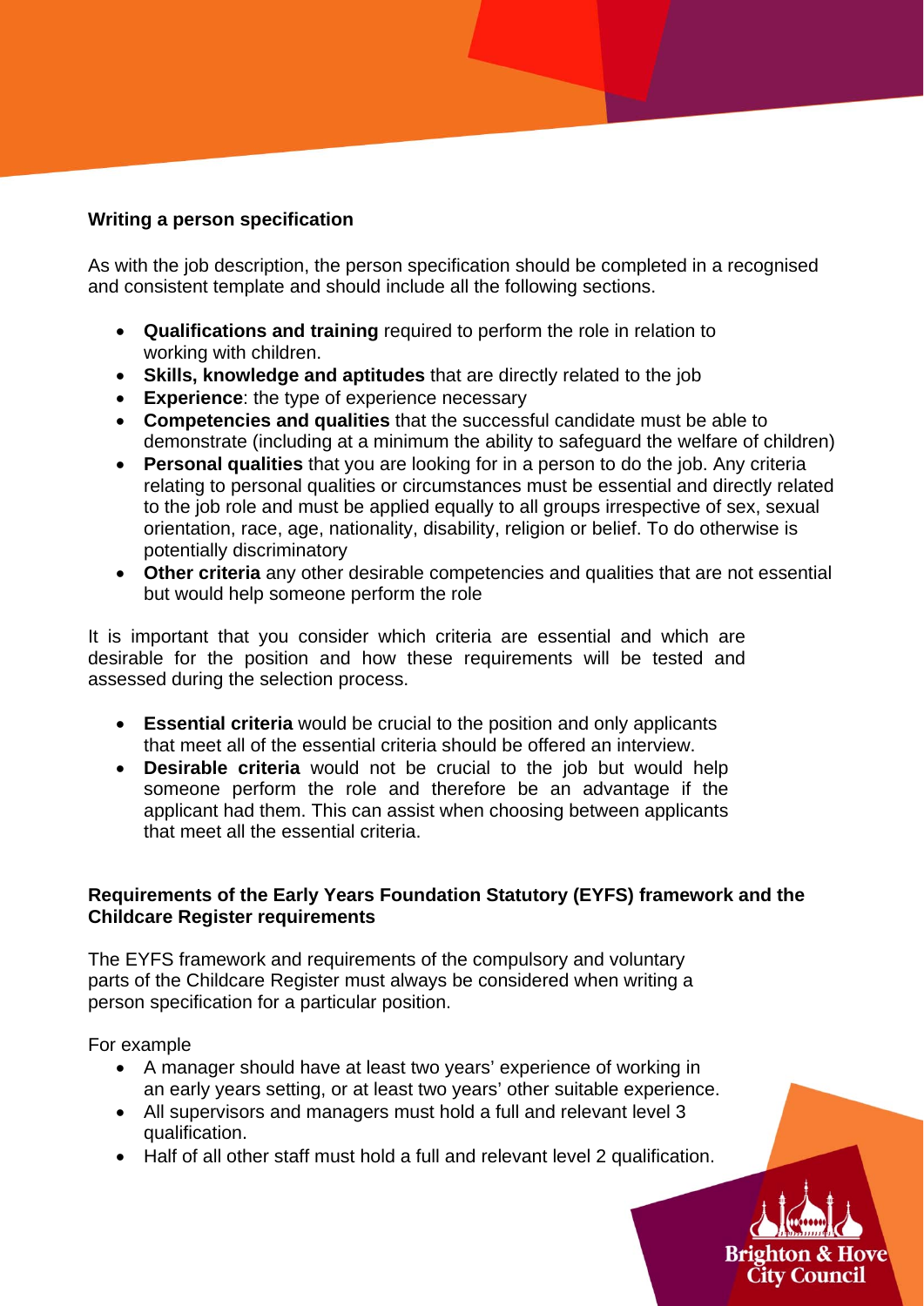### Writing a person specification

As with the job description, the person specification should be completed in a recognised and consistent template and should include all the following sections.

- **Qualifications and training** required to perform the role in relation to working with children.
- **Skills, knowledge and aptitudes** that are directly related to the job
- **Experience**: the type of experience necessary
- **Competencies and qualities** that the successful candidate must be able to demonstrate (including at a minimum the ability to safeguard the welfare of children)
- **Personal qualities** that you are looking for in a person to do the job. Any criteria relating to personal qualities or circumstances must be essential and directly related to the job role and must be applied equally to all groups irrespective of sex, sexual orientation, race, age, nationality, disability, religion or belief. To do otherwise is potentially discriminatory
- **Other criteria** any other desirable competencies and qualities that are not essential but would help someone perform the role

It is important that you consider which criteria are essential and which are desirable for the position and how these requirements will be tested and assessed during the selection process.

- **Essential criteria** would be crucial to the position and only applicants that meet all of the essential criteria should be offered an interview.
- **Desirable criteria** would not be crucial to the job but would help someone perform the role and therefore be an advantage if the applicant had them. This can assist when choosing between applicants that meet all the essential criteria.

### Requirements of the Early Years Foundation Statutory (EYFS) framework and the Childcare Register requirements

The EYFS framework and requirements of the compulsory and voluntary parts of the Childcare Register must always be considered when writing a person specification for a particular position.

For example

- A manager should have at least two years' experience of working in an early years setting, or at least two years' other suitable experience.
- All supervisors and managers must hold a full and relevant level 3 qualification.
- Half of all other staff must hold a full and relevant level 2 qualification.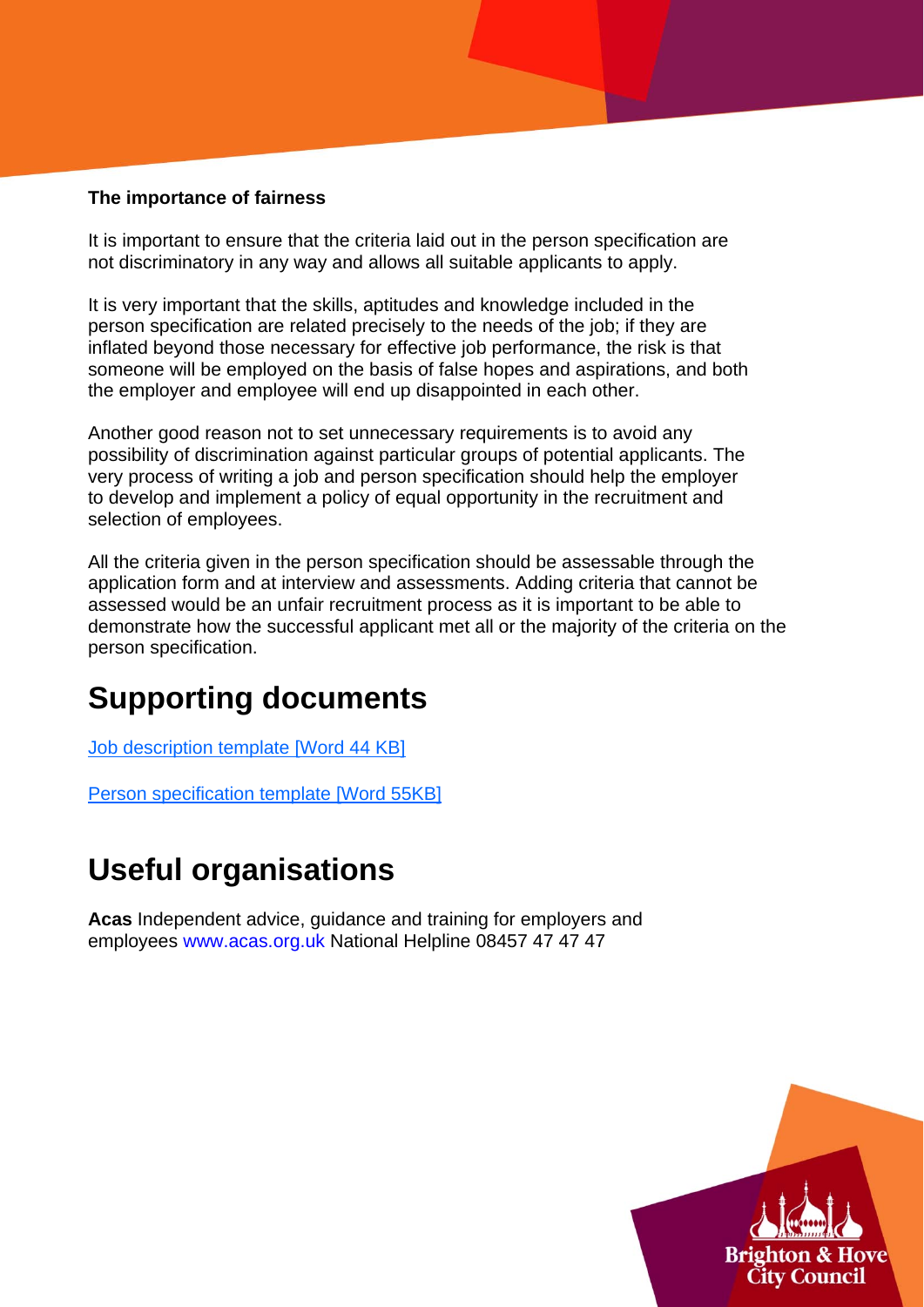**The importance of fairness**

It is important to ensure that the criteria laid out in the person specification are not discriminatory in any way and allows all suitable applicants to apply.

It is very important that the skills, aptitudes and knowledge included in the person specification are related precisely to the needs of the job; if they are inflated beyond those necessary for effective job performance, the risk is that someone will be employed on the basis of false hopes and aspirations, and both the employer and employee will end up disappointed in each other.

Another good reason not to set unnecessary requirements is to avoid any possibility of discrimination against particular groups of potential applicants. The very process of writing a job and person specification should help the employer to develop and implement a policy of equal opportunity in the recruitment and selection of employees.

All the criteria given in the person specification should be assessable through the application form and at interview and assessments. Adding criteria that cannot be assessed would be an unfair recruitment process as it is important to be able to demonstrate how the successful applicant met all or the majority of the criteria on the person specification.

## Supporting documents

Job description template [Word 44 KB]

Person specification template [Word 55KB]

## Useful organisations

**Acas** Independent advice, guidance and training for employers and employees www.acas.org.uk National Helpline 08457 47 47 47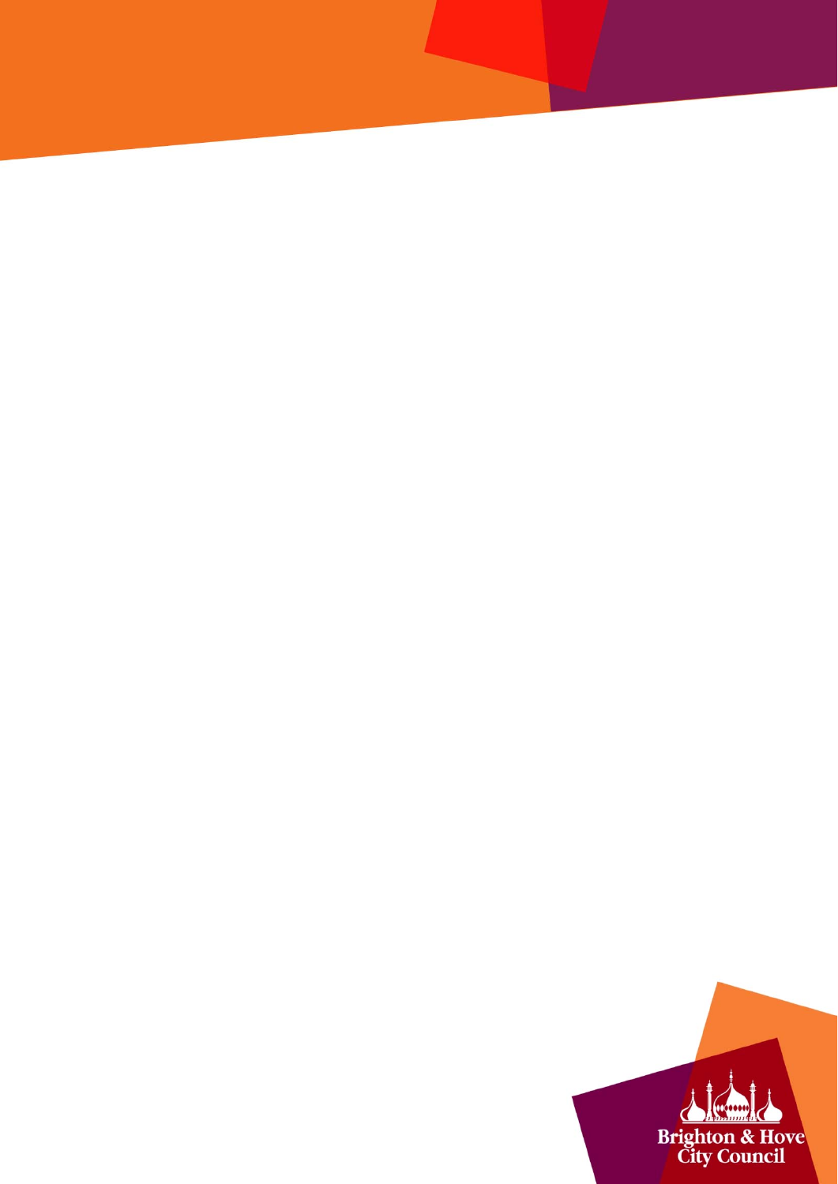Brighton & Hove City Council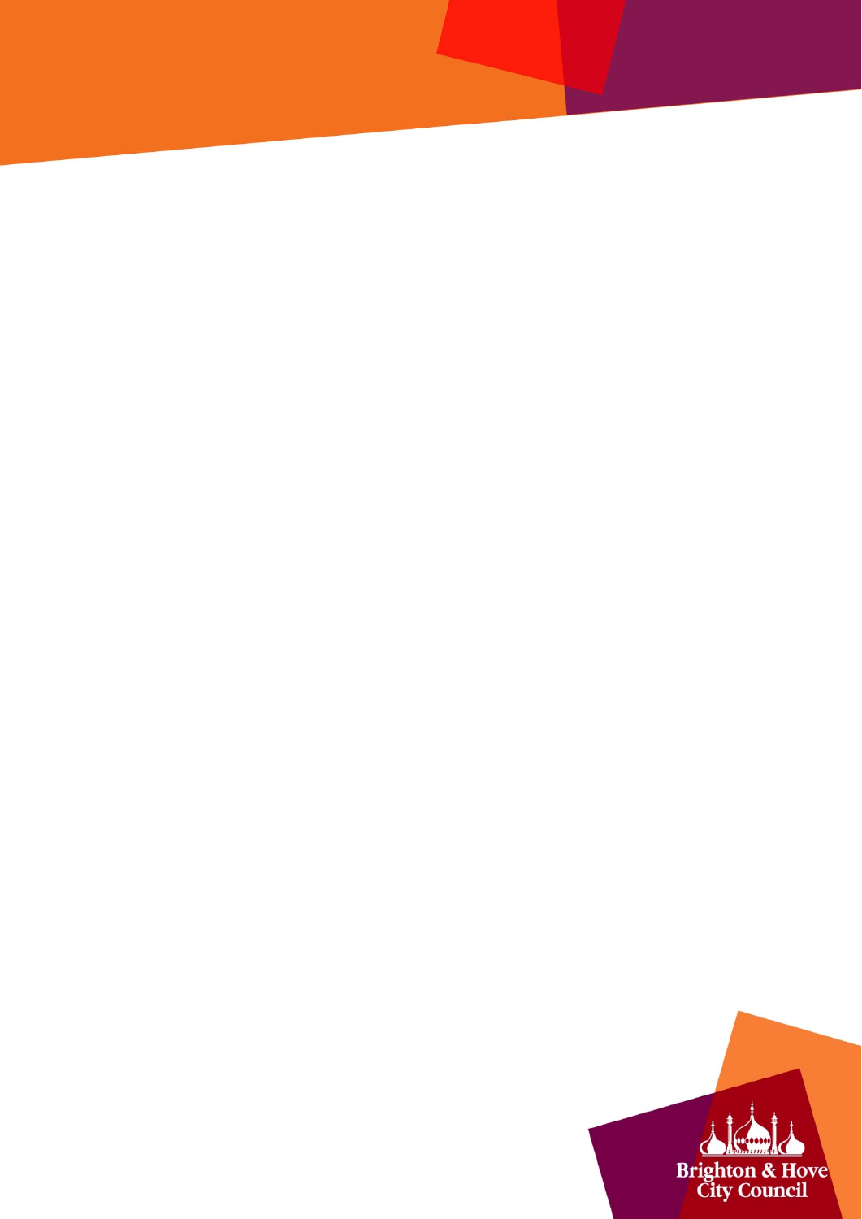Brighton & Hove City Council